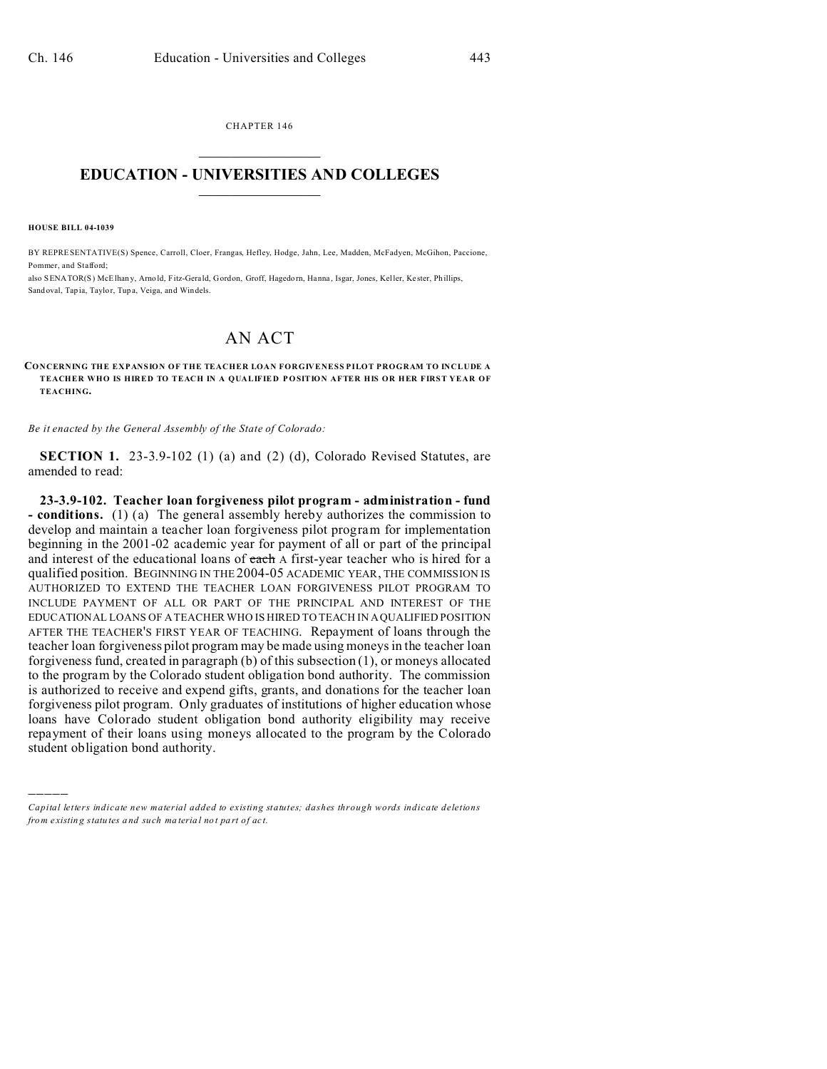CHAPTER 146

# EDUCATION - UNIVERSITIES AND COLLEGES

**HOUSE BILL 04-1039**

BY REPRESENTATIVE(S) Spence, Carroll, Cloer, Frangas, Hefley, Hodge, Jahn, Lee, Madden, McFadyen, McGihon, Paccione, Pommer, and Stafford;
also SENATOR(S) McElhany, Arnold, Fitz-Gerald, Gordon, Groff, Hagedorn, Hanna, Isgar, Jones, Keller, Kester, Phillips, Sandoval, Tapia, Taylor, Tupa, Veiga, and Windels.

# AN ACT

**CONCERNING THE EXPANSION OF THE TEACHER LOAN FORGIVENESS PILOT PROGRAM TO INCLUDE A TEACHER WHO IS HIRED TO TEACH IN A QUALIFIED POSITION AFTER HIS OR HER FIRST YEAR OF TEACHING.**

*Be it enacted by the General Assembly of the State of Colorado:*

**SECTION 1.** 23-3.9-102 (1) (a) and (2) (d), Colorado Revised Statutes, are amended to read:

**23-3.9-102. Teacher loan forgiveness pilot program - administration - fund - conditions.** (1) (a) The general assembly hereby authorizes the commission to develop and maintain a teacher loan forgiveness pilot program for implementation beginning in the 2001-02 academic year for payment of all or part of the principal and interest of the educational loans of ~~each~~ A first-year teacher who is hired for a qualified position. BEGINNING IN THE 2004-05 ACADEMIC YEAR, THE COMMISSION IS AUTHORIZED TO EXTEND THE TEACHER LOAN FORGIVENESS PILOT PROGRAM TO INCLUDE PAYMENT OF ALL OR PART OF THE PRINCIPAL AND INTEREST OF THE EDUCATIONAL LOANS OF A TEACHER WHO IS HIRED TO TEACH IN A QUALIFIED POSITION AFTER THE TEACHER'S FIRST YEAR OF TEACHING. Repayment of loans through the teacher loan forgiveness pilot program may be made using moneys in the teacher loan forgiveness fund, created in paragraph (b) of this subsection (1), or moneys allocated to the program by the Colorado student obligation bond authority. The commission is authorized to receive and expend gifts, grants, and donations for the teacher loan forgiveness pilot program. Only graduates of institutions of higher education whose loans have Colorado student obligation bond authority eligibility may receive repayment of their loans using moneys allocated to the program by the Colorado student obligation bond authority.

---

*Capital letters indicate new material added to existing statutes; dashes through words indicate deletions from existing statutes and such material not part of act.*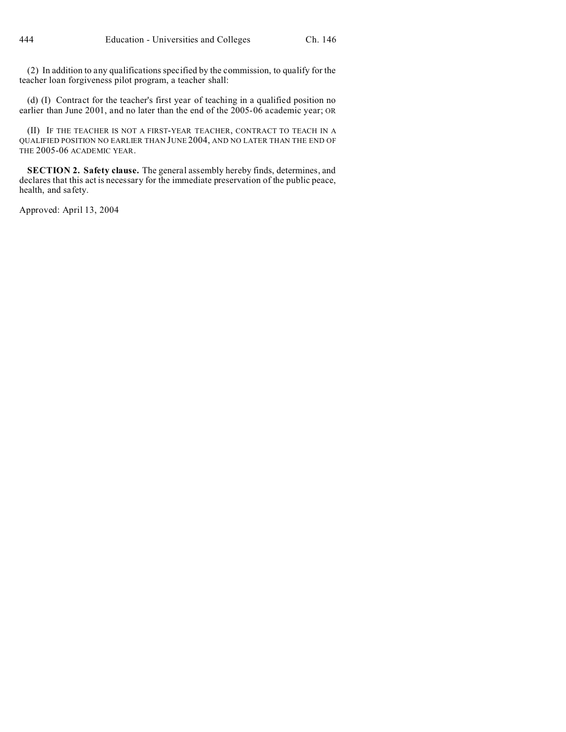(2) In addition to any qualifications specified by the commission, to qualify for the teacher loan forgiveness pilot program, a teacher shall:

(d) (I) Contract for the teacher's first year of teaching in a qualified position no earlier than June 2001, and no later than the end of the 2005-06 academic year; OR

(II) IF THE TEACHER IS NOT A FIRST-YEAR TEACHER, CONTRACT TO TEACH IN A QUALIFIED POSITION NO EARLIER THAN JUNE 2004, AND NO LATER THAN THE END OF THE 2005-06 ACADEMIC YEAR.

**SECTION 2. Safety clause.** The general assembly hereby finds, determines, and declares that this act is necessary for the immediate preservation of the public peace, health, and safety.

Approved: April 13, 2004